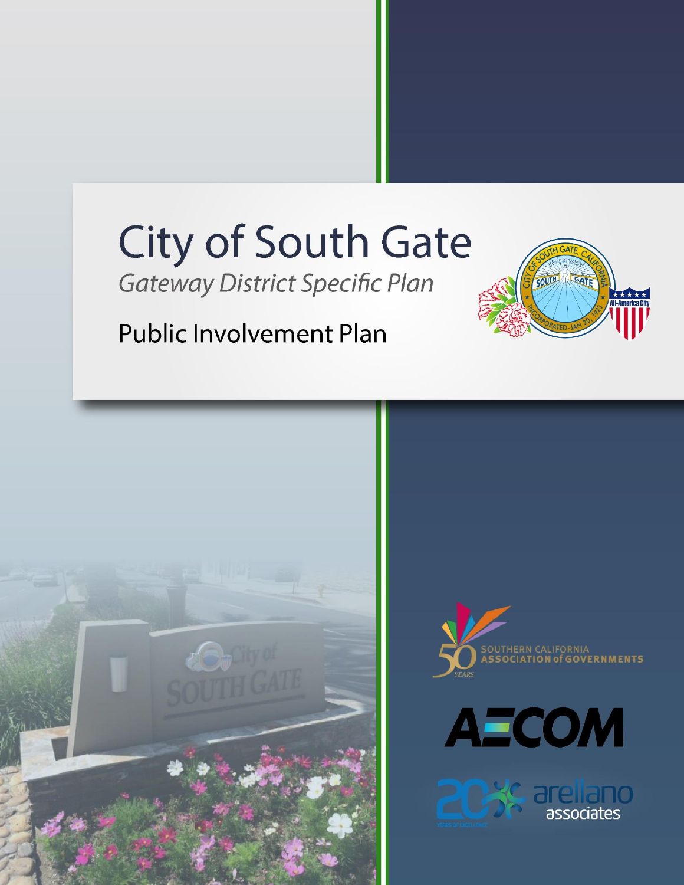# City of South Gate

*Gateway District Specific Plan*

## Public Involvement Plan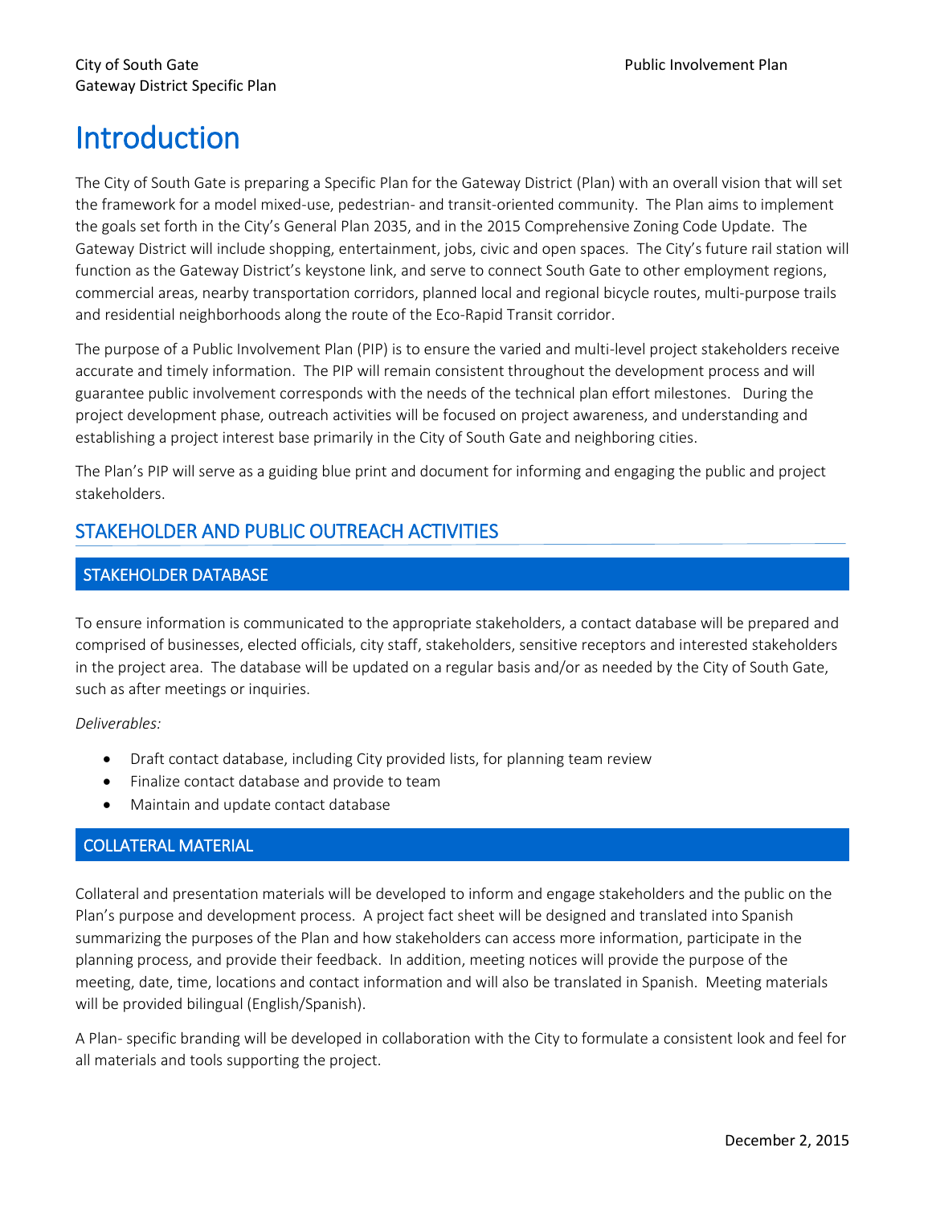# Introduction

The City of South Gate is preparing a Specific Plan for the Gateway District (Plan) with an overall vision that will set the framework for a model mixed-use, pedestrian- and transit-oriented community. The Plan aims to implement the goals set forth in the City's General Plan 2035, and in the 2015 Comprehensive Zoning Code Update. The Gateway District will include shopping, entertainment, jobs, civic and open spaces. The City's future rail station will function as the Gateway District's keystone link, and serve to connect South Gate to other employment regions, commercial areas, nearby transportation corridors, planned local and regional bicycle routes, multi-purpose trails and residential neighborhoods along the route of the Eco-Rapid Transit corridor.

The purpose of a Public Involvement Plan (PIP) is to ensure the varied and multi-level project stakeholders receive accurate and timely information. The PIP will remain consistent throughout the development process and will guarantee public involvement corresponds with the needs of the technical plan effort milestones. During the project development phase, outreach activities will be focused on project awareness, and understanding and establishing a project interest base primarily in the City of South Gate and neighboring cities.

The Plan's PIP will serve as a guiding blue print and document for informing and engaging the public and project stakeholders.

## STAKEHOLDER AND PUBLIC OUTREACH ACTIVITIES

### STAKEHOLDER DATABASE

To ensure information is communicated to the appropriate stakeholders, a contact database will be prepared and comprised of businesses, elected officials, city staff, stakeholders, sensitive receptors and interested stakeholders in the project area. The database will be updated on a regular basis and/or as needed by the City of South Gate, such as after meetings or inquiries.

*Deliverables:*

- Draft contact database, including City provided lists, for planning team review
- Finalize contact database and provide to team
- Maintain and update contact database

### COLLATERAL MATERIAL

Collateral and presentation materials will be developed to inform and engage stakeholders and the public on the Plan's purpose and development process. A project fact sheet will be designed and translated into Spanish summarizing the purposes of the Plan and how stakeholders can access more information, participate in the planning process, and provide their feedback. In addition, meeting notices will provide the purpose of the meeting, date, time, locations and contact information and will also be translated in Spanish. Meeting materials will be provided bilingual (English/Spanish).

A Plan- specific branding will be developed in collaboration with the City to formulate a consistent look and feel for all materials and tools supporting the project.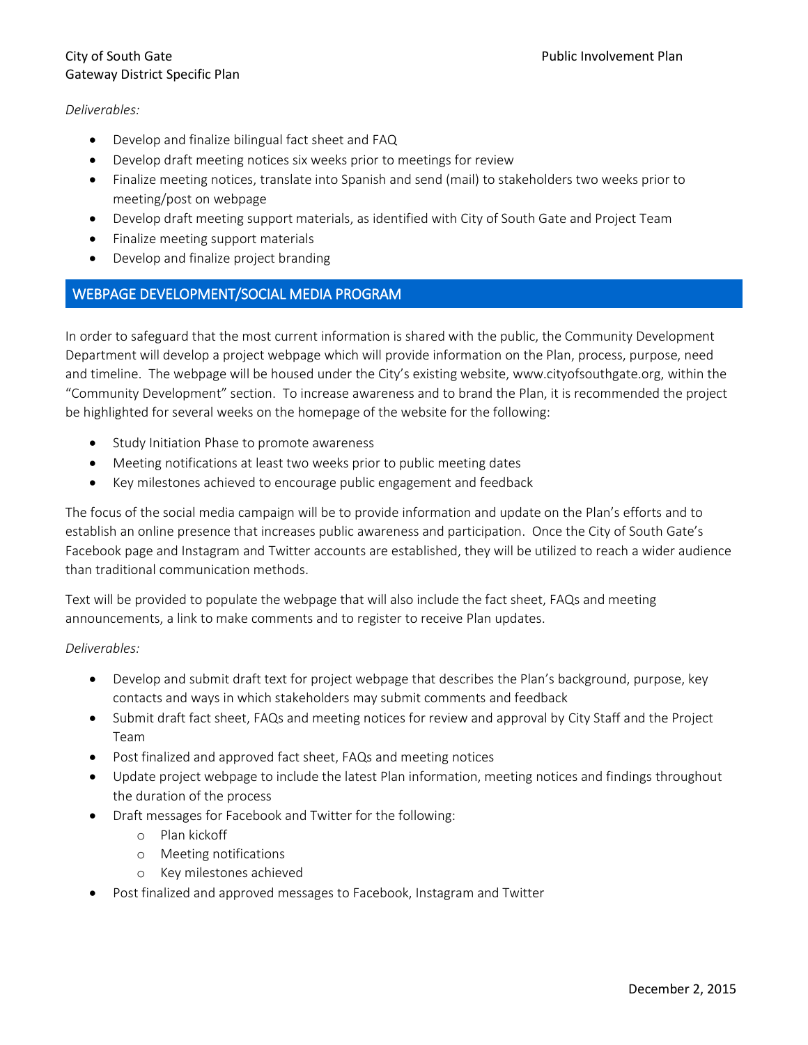*Deliverables:*

- Develop and finalize bilingual fact sheet and FAQ
- Develop draft meeting notices six weeks prior to meetings for review
- Finalize meeting notices, translate into Spanish and send (mail) to stakeholders two weeks prior to meeting/post on webpage
- Develop draft meeting support materials, as identified with City of South Gate and Project Team
- Finalize meeting support materials
- Develop and finalize project branding

## WEBPAGE DEVELOPMENT/SOCIAL MEDIA PROGRAM

In order to safeguard that the most current information is shared with the public, the Community Development Department will develop a project webpage which will provide information on the Plan, process, purpose, need and timeline. The webpage will be housed under the City's existing website, www.cityofsouthgate.org, within the "Community Development" section. To increase awareness and to brand the Plan, it is recommended the project be highlighted for several weeks on the homepage of the website for the following:

- Study Initiation Phase to promote awareness
- Meeting notifications at least two weeks prior to public meeting dates
- Key milestones achieved to encourage public engagement and feedback

The focus of the social media campaign will be to provide information and update on the Plan's efforts and to establish an online presence that increases public awareness and participation. Once the City of South Gate's Facebook page and Instagram and Twitter accounts are established, they will be utilized to reach a wider audience than traditional communication methods.

Text will be provided to populate the webpage that will also include the fact sheet, FAQs and meeting announcements, a link to make comments and to register to receive Plan updates.

*Deliverables:*

- Develop and submit draft text for project webpage that describes the Plan's background, purpose, key contacts and ways in which stakeholders may submit comments and feedback
- Submit draft fact sheet, FAQs and meeting notices for review and approval by City Staff and the Project Team
- Post finalized and approved fact sheet, FAQs and meeting notices
- Update project webpage to include the latest Plan information, meeting notices and findings throughout the duration of the process
- Draft messages for Facebook and Twitter for the following:
    - Plan kickoff
    - Meeting notifications
    - Key milestones achieved
- Post finalized and approved messages to Facebook, Instagram and Twitter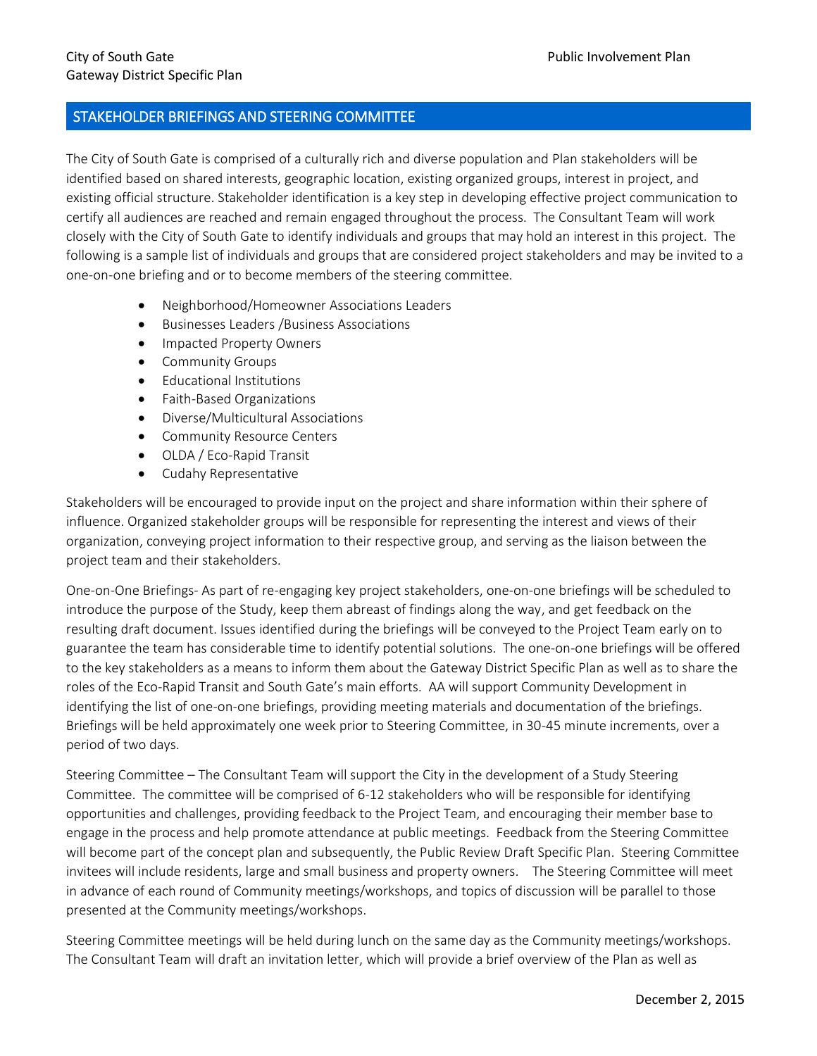## STAKEHOLDER BRIEFINGS AND STEERING COMMITTEE

The City of South Gate is comprised of a culturally rich and diverse population and Plan stakeholders will be identified based on shared interests, geographic location, existing organized groups, interest in project, and existing official structure. Stakeholder identification is a key step in developing effective project communication to certify all audiences are reached and remain engaged throughout the process. The Consultant Team will work closely with the City of South Gate to identify individuals and groups that may hold an interest in this project. The following is a sample list of individuals and groups that are considered project stakeholders and may be invited to a one-on-one briefing and or to become members of the steering committee.

- Neighborhood/Homeowner Associations Leaders
- Businesses Leaders /Business Associations
- Impacted Property Owners
- Community Groups
- Educational Institutions
- Faith-Based Organizations
- Diverse/Multicultural Associations
- Community Resource Centers
- OLDA / Eco-Rapid Transit
- Cudahy Representative

Stakeholders will be encouraged to provide input on the project and share information within their sphere of influence. Organized stakeholder groups will be responsible for representing the interest and views of their organization, conveying project information to their respective group, and serving as the liaison between the project team and their stakeholders.

One-on-One Briefings- As part of re-engaging key project stakeholders, one-on-one briefings will be scheduled to introduce the purpose of the Study, keep them abreast of findings along the way, and get feedback on the resulting draft document. Issues identified during the briefings will be conveyed to the Project Team early on to guarantee the team has considerable time to identify potential solutions. The one-on-one briefings will be offered to the key stakeholders as a means to inform them about the Gateway District Specific Plan as well as to share the roles of the Eco-Rapid Transit and South Gate's main efforts. AA will support Community Development in identifying the list of one-on-one briefings, providing meeting materials and documentation of the briefings. Briefings will be held approximately one week prior to Steering Committee, in 30-45 minute increments, over a period of two days.

Steering Committee – The Consultant Team will support the City in the development of a Study Steering Committee. The committee will be comprised of 6-12 stakeholders who will be responsible for identifying opportunities and challenges, providing feedback to the Project Team, and encouraging their member base to engage in the process and help promote attendance at public meetings. Feedback from the Steering Committee will become part of the concept plan and subsequently, the Public Review Draft Specific Plan. Steering Committee invitees will include residents, large and small business and property owners. The Steering Committee will meet in advance of each round of Community meetings/workshops, and topics of discussion will be parallel to those presented at the Community meetings/workshops.

Steering Committee meetings will be held during lunch on the same day as the Community meetings/workshops. The Consultant Team will draft an invitation letter, which will provide a brief overview of the Plan as well as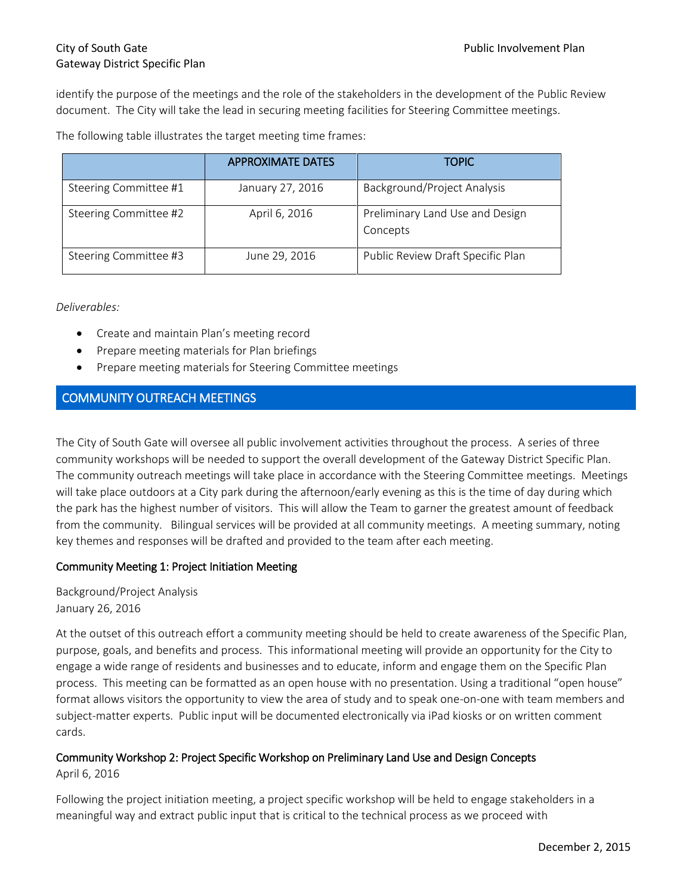identify the purpose of the meetings and the role of the stakeholders in the development of the Public Review document. The City will take the lead in securing meeting facilities for Steering Committee meetings.

The following table illustrates the target meeting time frames:

| | APPROXIMATE DATES | TOPIC |
|---|---|---|
| Steering Committee #1 | January 27, 2016 | Background/Project Analysis |
| Steering Committee #2 | April 6, 2016 | Preliminary Land Use and Design Concepts |
| Steering Committee #3 | June 29, 2016 | Public Review Draft Specific Plan |

*Deliverables:*

- Create and maintain Plan's meeting record
- Prepare meeting materials for Plan briefings
- Prepare meeting materials for Steering Committee meetings

## COMMUNITY OUTREACH MEETINGS

The City of South Gate will oversee all public involvement activities throughout the process. A series of three community workshops will be needed to support the overall development of the Gateway District Specific Plan. The community outreach meetings will take place in accordance with the Steering Committee meetings. Meetings will take place outdoors at a City park during the afternoon/early evening as this is the time of day during which the park has the highest number of visitors. This will allow the Team to garner the greatest amount of feedback from the community. Bilingual services will be provided at all community meetings. A meeting summary, noting key themes and responses will be drafted and provided to the team after each meeting.

### Community Meeting 1: Project Initiation Meeting

Background/Project Analysis
January 26, 2016

At the outset of this outreach effort a community meeting should be held to create awareness of the Specific Plan, purpose, goals, and benefits and process. This informational meeting will provide an opportunity for the City to engage a wide range of residents and businesses and to educate, inform and engage them on the Specific Plan process. This meeting can be formatted as an open house with no presentation. Using a traditional "open house" format allows visitors the opportunity to view the area of study and to speak one-on-one with team members and subject-matter experts. Public input will be documented electronically via iPad kiosks or on written comment cards.

### Community Workshop 2: Project Specific Workshop on Preliminary Land Use and Design Concepts

April 6, 2016

Following the project initiation meeting, a project specific workshop will be held to engage stakeholders in a meaningful way and extract public input that is critical to the technical process as we proceed with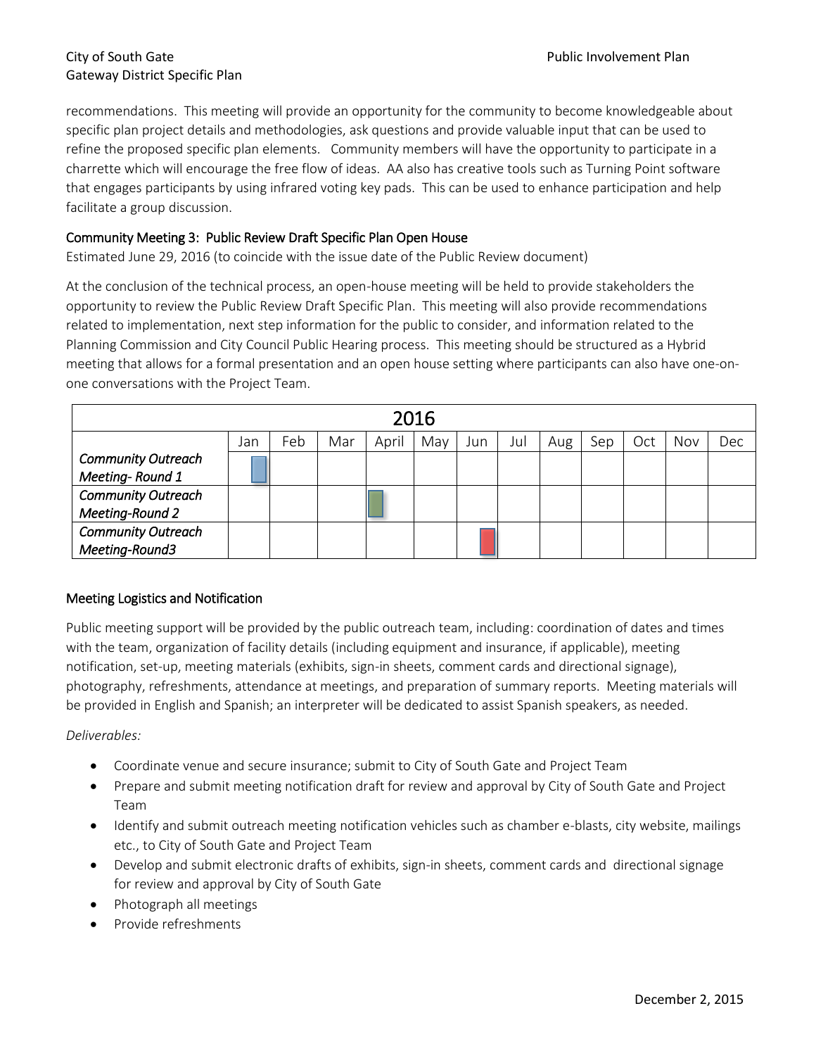recommendations. This meeting will provide an opportunity for the community to become knowledgeable about specific plan project details and methodologies, ask questions and provide valuable input that can be used to refine the proposed specific plan elements. Community members will have the opportunity to participate in a charrette which will encourage the free flow of ideas. AA also has creative tools such as Turning Point software that engages participants by using infrared voting key pads. This can be used to enhance participation and help facilitate a group discussion.

### Community Meeting 3: Public Review Draft Specific Plan Open House

Estimated June 29, 2016 (to coincide with the issue date of the Public Review document)

At the conclusion of the technical process, an open-house meeting will be held to provide stakeholders the opportunity to review the Public Review Draft Specific Plan. This meeting will also provide recommendations related to implementation, next step information for the public to consider, and information related to the Planning Commission and City Council Public Hearing process. This meeting should be structured as a Hybrid meeting that allows for a formal presentation and an open house setting where participants can also have one-on-one conversations with the Project Team.

| 2016 | | | | | | | | | | | | |
|---|---|---|---|---|---|---|---|---|---|---|---|---|
| | Jan | Feb | Mar | April | May | Jun | Jul | Aug | Sep | Oct | Nov | Dec |
| *Community Outreach Meeting- Round 1* | ■ | | | | | | | | | | | |
| *Community Outreach Meeting-Round 2* | | | | ■ | | | | | | | | |
| *Community Outreach Meeting-Round3* | | | | | | ■ | | | | | | |

### Meeting Logistics and Notification

Public meeting support will be provided by the public outreach team, including: coordination of dates and times with the team, organization of facility details (including equipment and insurance, if applicable), meeting notification, set-up, meeting materials (exhibits, sign-in sheets, comment cards and directional signage), photography, refreshments, attendance at meetings, and preparation of summary reports. Meeting materials will be provided in English and Spanish; an interpreter will be dedicated to assist Spanish speakers, as needed.

*Deliverables:*

- Coordinate venue and secure insurance; submit to City of South Gate and Project Team
- Prepare and submit meeting notification draft for review and approval by City of South Gate and Project Team
- Identify and submit outreach meeting notification vehicles such as chamber e-blasts, city website, mailings etc., to City of South Gate and Project Team
- Develop and submit electronic drafts of exhibits, sign-in sheets, comment cards and directional signage for review and approval by City of South Gate
- Photograph all meetings
- Provide refreshments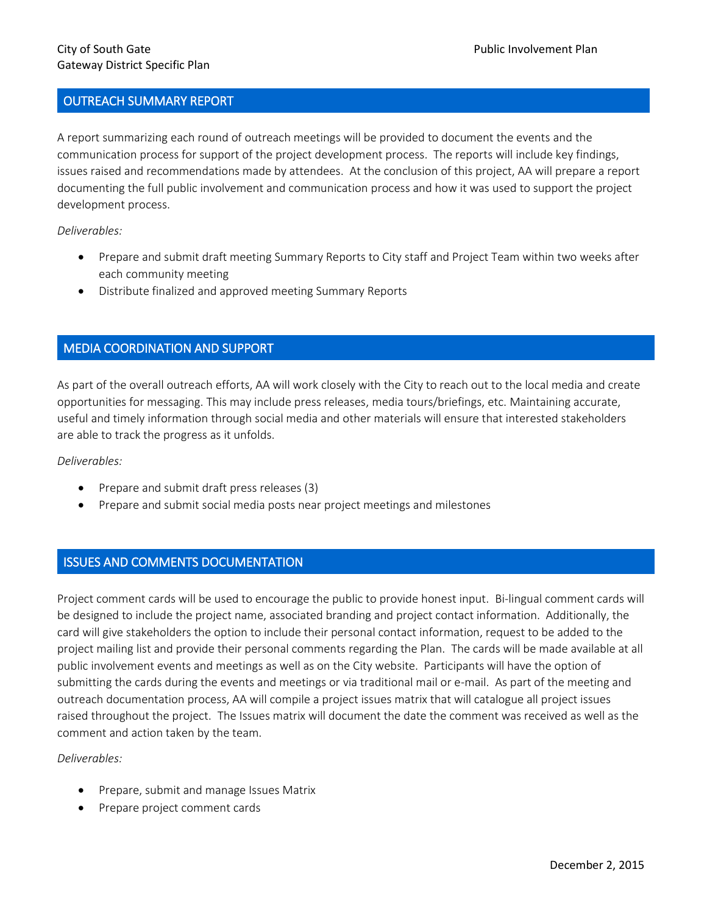## OUTREACH SUMMARY REPORT

A report summarizing each round of outreach meetings will be provided to document the events and the communication process for support of the project development process. The reports will include key findings, issues raised and recommendations made by attendees. At the conclusion of this project, AA will prepare a report documenting the full public involvement and communication process and how it was used to support the project development process.

*Deliverables:*

- Prepare and submit draft meeting Summary Reports to City staff and Project Team within two weeks after each community meeting
- Distribute finalized and approved meeting Summary Reports

## MEDIA COORDINATION AND SUPPORT

As part of the overall outreach efforts, AA will work closely with the City to reach out to the local media and create opportunities for messaging. This may include press releases, media tours/briefings, etc. Maintaining accurate, useful and timely information through social media and other materials will ensure that interested stakeholders are able to track the progress as it unfolds.

*Deliverables:*

- Prepare and submit draft press releases (3)
- Prepare and submit social media posts near project meetings and milestones

## ISSUES AND COMMENTS DOCUMENTATION

Project comment cards will be used to encourage the public to provide honest input. Bi-lingual comment cards will be designed to include the project name, associated branding and project contact information. Additionally, the card will give stakeholders the option to include their personal contact information, request to be added to the project mailing list and provide their personal comments regarding the Plan. The cards will be made available at all public involvement events and meetings as well as on the City website. Participants will have the option of submitting the cards during the events and meetings or via traditional mail or e-mail. As part of the meeting and outreach documentation process, AA will compile a project issues matrix that will catalogue all project issues raised throughout the project. The Issues matrix will document the date the comment was received as well as the comment and action taken by the team.

*Deliverables:*

- Prepare, submit and manage Issues Matrix
- Prepare project comment cards